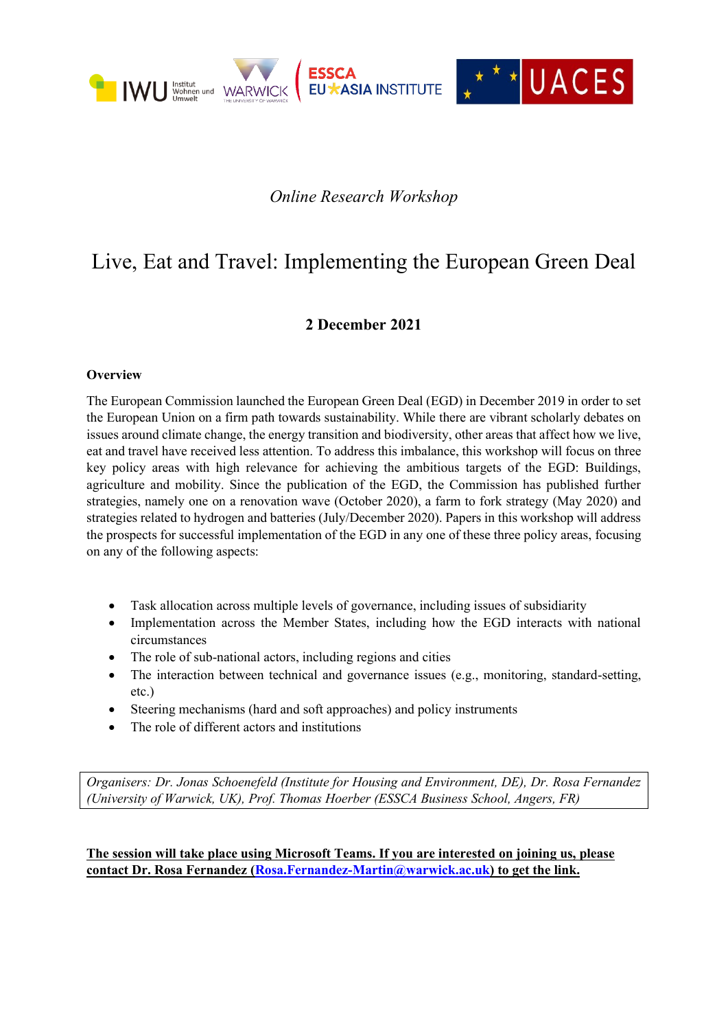*Online Research Workshop*

# Live, Eat and Travel: Implementing the European Green Deal

**2 December 2021**

**Overview**

The European Commission launched the European Green Deal (EGD) in December 2019 in order to set the European Union on a firm path towards sustainability. While there are vibrant scholarly debates on issues around climate change, the energy transition and biodiversity, other areas that affect how we live, eat and travel have received less attention. To address this imbalance, this workshop will focus on three key policy areas with high relevance for achieving the ambitious targets of the EGD: Buildings, agriculture and mobility. Since the publication of the EGD, the Commission has published further strategies, namely one on a renovation wave (October 2020), a farm to fork strategy (May 2020) and strategies related to hydrogen and batteries (July/December 2020). Papers in this workshop will address the prospects for successful implementation of the EGD in any one of these three policy areas, focusing on any of the following aspects:

- Task allocation across multiple levels of governance, including issues of subsidiarity
- Implementation across the Member States, including how the EGD interacts with national circumstances
- The role of sub-national actors, including regions and cities
- The interaction between technical and governance issues (e.g., monitoring, standard-setting, etc.)
- Steering mechanisms (hard and soft approaches) and policy instruments
- The role of different actors and institutions

*Organisers: Dr. Jonas Schoenefeld (Institute for Housing and Environment, DE), Dr. Rosa Fernandez (University of Warwick, UK), Prof. Thomas Hoerber (ESSCA Business School, Angers, FR)*

**The session will take place using Microsoft Teams. If you are interested on joining us, please contact Dr. Rosa Fernandez (Rosa.Fernandez-Martin@warwick.ac.uk) to get the link.**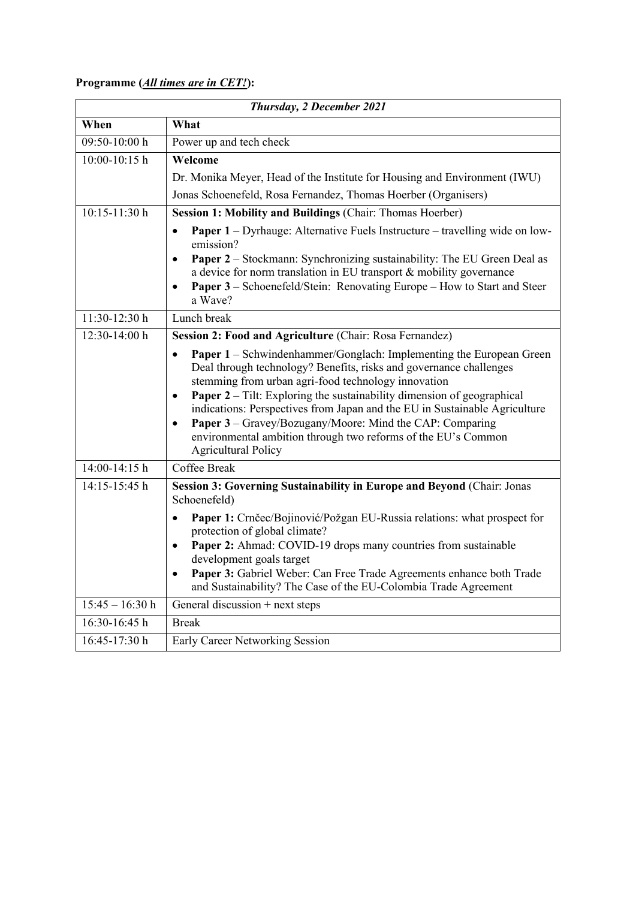**Programme (*All times are in CET!*):**

| *Thursday, 2 December 2021* | |
|---|---|
| **When** | **What** |
| 09:50-10:00 h | Power up and tech check |
| 10:00-10:15 h | **Welcome**<br>Dr. Monika Meyer, Head of the Institute for Housing and Environment (IWU)<br>Jonas Schoenefeld, Rosa Fernandez, Thomas Hoerber (Organisers) |
| 10:15-11:30 h | **Session 1: Mobility and Buildings** (Chair: Thomas Hoerber)<br>• **Paper 1** – Dyrhauge: Alternative Fuels Instructure – travelling wide on low-emission?<br>• **Paper 2** – Stockmann: Synchronizing sustainability: The EU Green Deal as a device for norm translation in EU transport & mobility governance<br>• **Paper 3** – Schoenefeld/Stein: Renovating Europe – How to Start and Steer a Wave? |
| 11:30-12:30 h | Lunch break |
| 12:30-14:00 h | **Session 2: Food and Agriculture** (Chair: Rosa Fernandez)<br>• **Paper 1** – Schwindenhammer/Gonglach: Implementing the European Green Deal through technology? Benefits, risks and governance challenges stemming from urban agri-food technology innovation<br>• **Paper 2** – Tilt: Exploring the sustainability dimension of geographical indications: Perspectives from Japan and the EU in Sustainable Agriculture<br>• **Paper 3** – Gravey/Bozugany/Moore: Mind the CAP: Comparing environmental ambition through two reforms of the EU's Common Agricultural Policy |
| 14:00-14:15 h | Coffee Break |
| 14:15-15:45 h | **Session 3: Governing Sustainability in Europe and Beyond** (Chair: Jonas Schoenefeld)<br>• **Paper 1:** Crnčec/Bojinović/Požgan EU-Russia relations: what prospect for protection of global climate?<br>• **Paper 2:** Ahmad: COVID-19 drops many countries from sustainable development goals target<br>• **Paper 3:** Gabriel Weber: Can Free Trade Agreements enhance both Trade and Sustainability? The Case of the EU-Colombia Trade Agreement |
| 15:45 – 16:30 h | General discussion + next steps |
| 16:30-16:45 h | Break |
| 16:45-17:30 h | Early Career Networking Session |